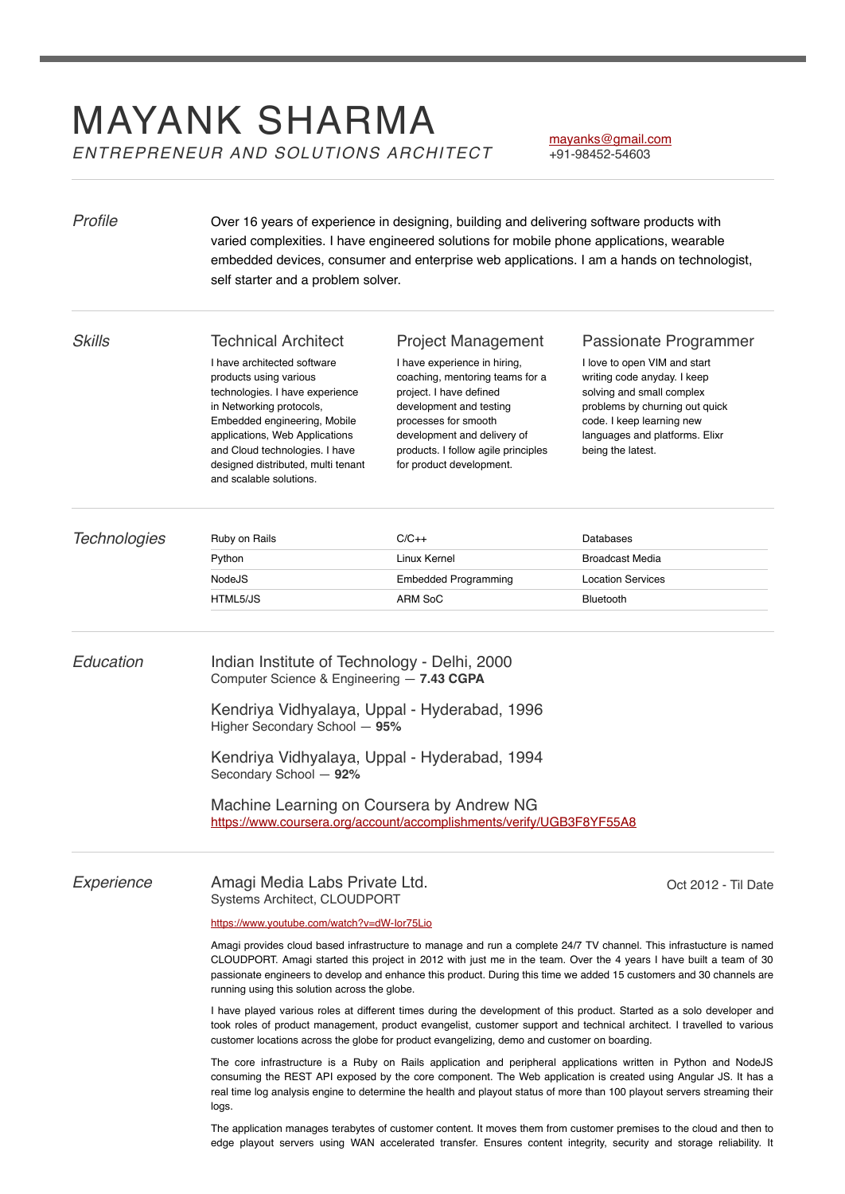# MAYANK SHARMA

*ENTREPRENEUR AND SOLUTIONS ARCHITECT*

[mayanks@gmail.com](mailto:mayanks@gmail.com)
+91-98452-54603

---

## *Profile*

Over 16 years of experience in designing, building and delivering software products with varied complexities. I have engineered solutions for mobile phone applications, wearable embedded devices, consumer and enterprise web applications. I am a hands on technologist, self starter and a problem solver.

---

## *Skills*

### Technical Architect

I have architected software products using various technologies. I have experience in Networking protocols, Embedded engineering, Mobile applications, Web Applications and Cloud technologies. I have designed distributed, multi tenant and scalable solutions.

### Project Management

I have experience in hiring, coaching, mentoring teams for a project. I have defined development and testing processes for smooth development and delivery of products. I follow agile principles for product development.

### Passionate Programmer

I love to open VIM and start writing code anyday. I keep solving and small complex problems by churning out quick code. I keep learning new languages and platforms. Elixr being the latest.

---

## *Technologies*

| | | |
|---|---|---|
| Ruby on Rails | C/C++ | Databases |
| Python | Linux Kernel | Broadcast Media |
| NodeJS | Embedded Programming | Location Services |
| HTML5/JS | ARM SoC | Bluetooth |

---

## *Education*

### Indian Institute of Technology - Delhi, 2000
Computer Science & Engineering — **7.43 CGPA**

### Kendriya Vidhyalaya, Uppal - Hyderabad, 1996
Higher Secondary School — **95%**

### Kendriya Vidhyalaya, Uppal - Hyderabad, 1994
Secondary School — **92%**

### Machine Learning on Coursera by Andrew NG
[https://www.coursera.org/account/accomplishments/verify/UGB3F8YF55A8](https://www.coursera.org/account/accomplishments/verify/UGB3F8YF55A8)

---

## *Experience*

### Amagi Media Labs Private Ltd.
Oct 2012 - Til Date

Systems Architect, CLOUDPORT

[https://www.youtube.com/watch?v=dW-lor75Lio](https://www.youtube.com/watch?v=dW-lor75Lio)

Amagi provides cloud based infrastructure to manage and run a complete 24/7 TV channel. This infrastucture is named CLOUDPORT. Amagi started this project in 2012 with just me in the team. Over the 4 years I have built a team of 30 passionate engineers to develop and enhance this product. During this time we added 15 customers and 30 channels are running using this solution across the globe.

I have played various roles at different times during the development of this product. Started as a solo developer and took roles of product management, product evangelist, customer support and technical architect. I travelled to various customer locations across the globe for product evangelizing, demo and customer on boarding.

The core infrastructure is a Ruby on Rails application and peripheral applications written in Python and NodeJS consuming the REST API exposed by the core component. The Web application is created using Angular JS. It has a real time log analysis engine to determine the health and playout status of more than 100 playout servers streaming their logs.

The application manages terabytes of customer content. It moves them from customer premises to the cloud and then to edge playout servers using WAN accelerated transfer. Ensures content integrity, security and storage reliability. It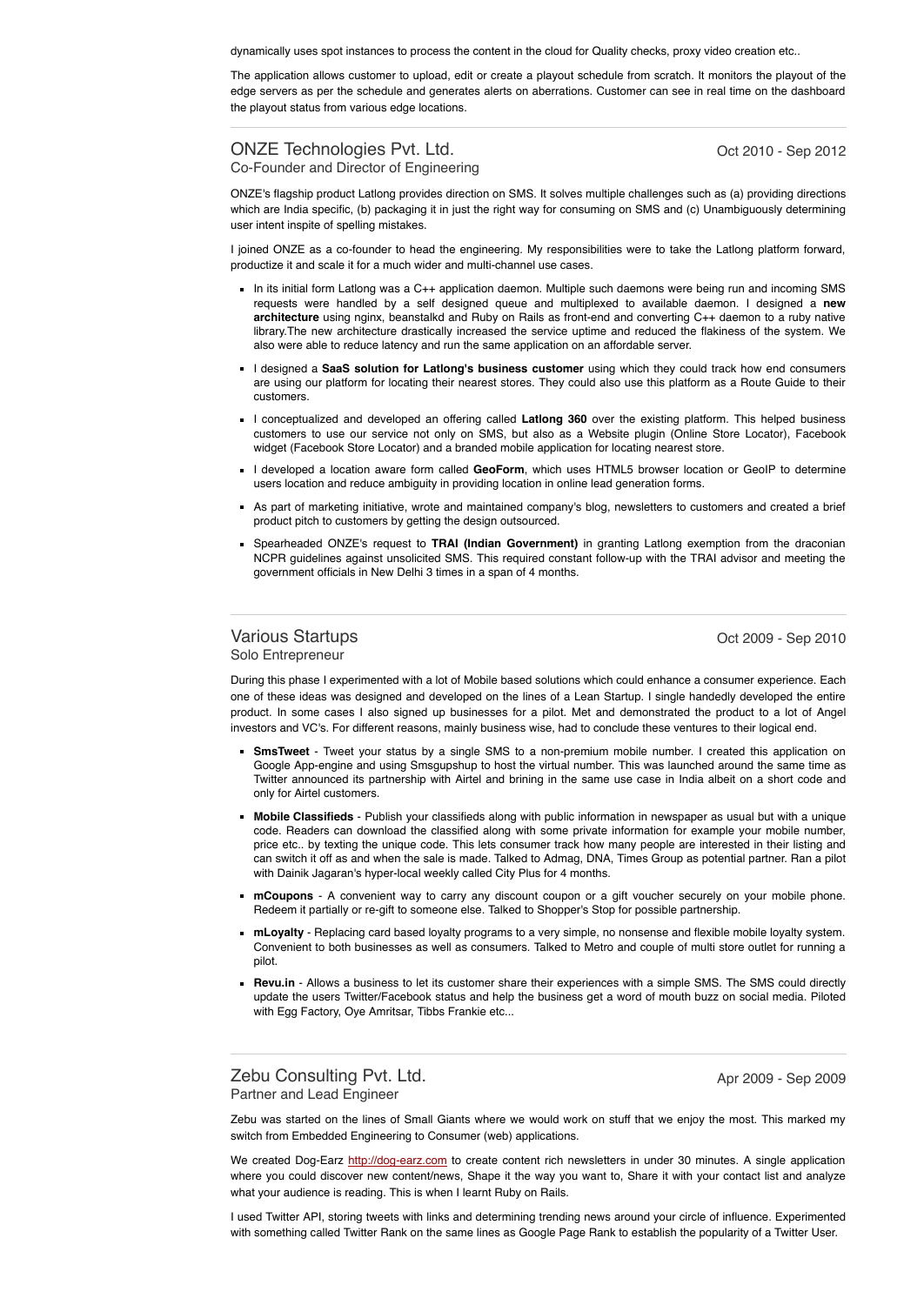dynamically uses spot instances to process the content in the cloud for Quality checks, proxy video creation etc..

The application allows customer to upload, edit or create a playout schedule from scratch. It monitors the playout of the edge servers as per the schedule and generates alerts on aberrations. Customer can see in real time on the dashboard the playout status from various edge locations.

---

## ONZE Technologies Pvt. Ltd.

Oct 2010 - Sep 2012

Co-Founder and Director of Engineering

ONZE's flagship product Latlong provides direction on SMS. It solves multiple challenges such as (a) providing directions which are India specific, (b) packaging it in just the right way for consuming on SMS and (c) Unambiguously determining user intent inspite of spelling mistakes.

I joined ONZE as a co-founder to head the engineering. My responsibilities were to take the Latlong platform forward, productize it and scale it for a much wider and multi-channel use cases.

- In its initial form Latlong was a C++ application daemon. Multiple such daemons were being run and incoming SMS requests were handled by a self designed queue and multiplexed to available daemon. I designed a **new architecture** using nginx, beanstalkd and Ruby on Rails as front-end and converting C++ daemon to a ruby native library.The new architecture drastically increased the service uptime and reduced the flakiness of the system. We also were able to reduce latency and run the same application on an affordable server.
- I designed a **SaaS solution for Latlong's business customer** using which they could track how end consumers are using our platform for locating their nearest stores. They could also use this platform as a Route Guide to their customers.
- I conceptualized and developed an offering called **Latlong 360** over the existing platform. This helped business customers to use our service not only on SMS, but also as a Website plugin (Online Store Locator), Facebook widget (Facebook Store Locator) and a branded mobile application for locating nearest store.
- I developed a location aware form called **GeoForm**, which uses HTML5 browser location or GeoIP to determine users location and reduce ambiguity in providing location in online lead generation forms.
- As part of marketing initiative, wrote and maintained company's blog, newsletters to customers and created a brief product pitch to customers by getting the design outsourced.
- Spearheaded ONZE's request to **TRAI (Indian Government)** in granting Latlong exemption from the draconian NCPR guidelines against unsolicited SMS. This required constant follow-up with the TRAI advisor and meeting the government officials in New Delhi 3 times in a span of 4 months.

---

## Various Startups

Oct 2009 - Sep 2010

Solo Entrepreneur

During this phase I experimented with a lot of Mobile based solutions which could enhance a consumer experience. Each one of these ideas was designed and developed on the lines of a Lean Startup. I single handedly developed the entire product. In some cases I also signed up businesses for a pilot. Met and demonstrated the product to a lot of Angel investors and VC's. For different reasons, mainly business wise, had to conclude these ventures to their logical end.

- **SmsTweet** - Tweet your status by a single SMS to a non-premium mobile number. I created this application on Google App-engine and using Smsgupshup to host the virtual number. This was launched around the same time as Twitter announced its partnership with Airtel and brining in the same use case in India albeit on a short code and only for Airtel customers.
- **Mobile Classifieds** - Publish your classifieds along with public information in newspaper as usual but with a unique code. Readers can download the classified along with some private information for example your mobile number, price etc.. by texting the unique code. This lets consumer track how many people are interested in their listing and can switch it off as and when the sale is made. Talked to Admag, DNA, Times Group as potential partner. Ran a pilot with Dainik Jagaran's hyper-local weekly called City Plus for 4 months.
- **mCoupons** - A convenient way to carry any discount coupon or a gift voucher securely on your mobile phone. Redeem it partially or re-gift to someone else. Talked to Shopper's Stop for possible partnership.
- **mLoyalty** - Replacing card based loyalty programs to a very simple, no nonsense and flexible mobile loyalty system. Convenient to both businesses as well as consumers. Talked to Metro and couple of multi store outlet for running a pilot.
- **Revu.in** - Allows a business to let its customer share their experiences with a simple SMS. The SMS could directly update the users Twitter/Facebook status and help the business get a word of mouth buzz on social media. Piloted with Egg Factory, Oye Amritsar, Tibbs Frankie etc...

---

## Zebu Consulting Pvt. Ltd.

Apr 2009 - Sep 2009

Partner and Lead Engineer

Zebu was started on the lines of Small Giants where we would work on stuff that we enjoy the most. This marked my switch from Embedded Engineering to Consumer (web) applications.

We created Dog-Earz http://dog-earz.com to create content rich newsletters in under 30 minutes. A single application where you could discover new content/news, Shape it the way you want to, Share it with your contact list and analyze what your audience is reading. This is when I learnt Ruby on Rails.

I used Twitter API, storing tweets with links and determining trending news around your circle of influence. Experimented with something called Twitter Rank on the same lines as Google Page Rank to establish the popularity of a Twitter User.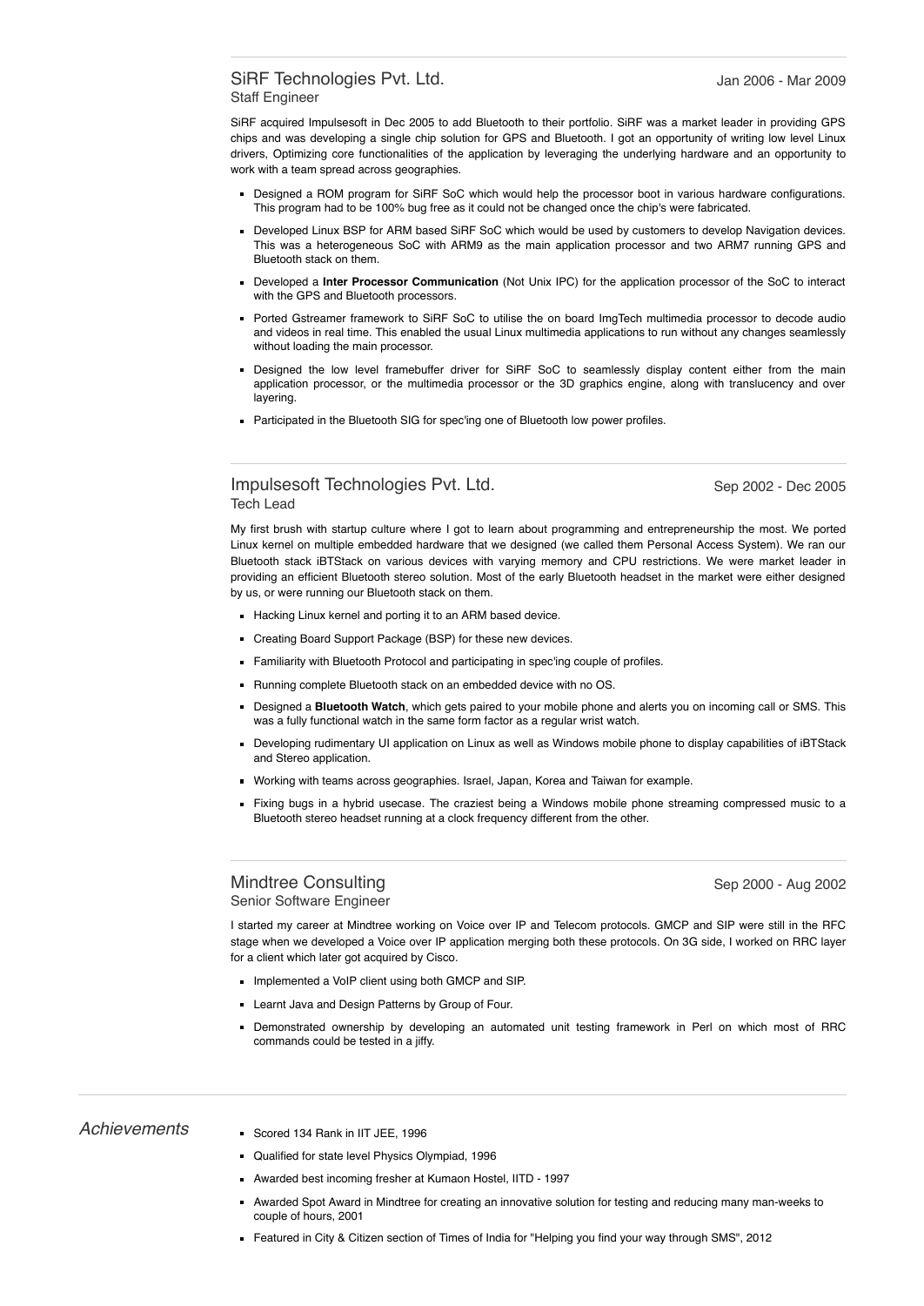### SiRF Technologies Pvt. Ltd.

Staff Engineer

Jan 2006 - Mar 2009

SiRF acquired Impulsesoft in Dec 2005 to add Bluetooth to their portfolio. SiRF was a market leader in providing GPS chips and was developing a single chip solution for GPS and Bluetooth. I got an opportunity of writing low level Linux drivers, Optimizing core functionalities of the application by leveraging the underlying hardware and an opportunity to work with a team spread across geographies.

- Designed a ROM program for SiRF SoC which would help the processor boot in various hardware configurations. This program had to be 100% bug free as it could not be changed once the chip's were fabricated.
- Developed Linux BSP for ARM based SiRF SoC which would be used by customers to develop Navigation devices. This was a heterogeneous SoC with ARM9 as the main application processor and two ARM7 running GPS and Bluetooth stack on them.
- Developed a **Inter Processor Communication** (Not Unix IPC) for the application processor of the SoC to interact with the GPS and Bluetooth processors.
- Ported Gstreamer framework to SiRF SoC to utilise the on board ImgTech multimedia processor to decode audio and videos in real time. This enabled the usual Linux multimedia applications to run without any changes seamlessly without loading the main processor.
- Designed the low level framebuffer driver for SiRF SoC to seamlessly display content either from the main application processor, or the multimedia processor or the 3D graphics engine, along with translucency and over layering.
- Participated in the Bluetooth SIG for spec'ing one of Bluetooth low power profiles.

### Impulsesoft Technologies Pvt. Ltd.

Tech Lead

Sep 2002 - Dec 2005

My first brush with startup culture where I got to learn about programming and entrepreneurship the most. We ported Linux kernel on multiple embedded hardware that we designed (we called them Personal Access System). We ran our Bluetooth stack iBTStack on various devices with varying memory and CPU restrictions. We were market leader in providing an efficient Bluetooth stereo solution. Most of the early Bluetooth headset in the market were either designed by us, or were running our Bluetooth stack on them.

- Hacking Linux kernel and porting it to an ARM based device.
- Creating Board Support Package (BSP) for these new devices.
- Familiarity with Bluetooth Protocol and participating in spec'ing couple of profiles.
- Running complete Bluetooth stack on an embedded device with no OS.
- Designed a **Bluetooth Watch**, which gets paired to your mobile phone and alerts you on incoming call or SMS. This was a fully functional watch in the same form factor as a regular wrist watch.
- Developing rudimentary UI application on Linux as well as Windows mobile phone to display capabilities of iBTStack and Stereo application.
- Working with teams across geographies. Israel, Japan, Korea and Taiwan for example.
- Fixing bugs in a hybrid usecase. The craziest being a Windows mobile phone streaming compressed music to a Bluetooth stereo headset running at a clock frequency different from the other.

### Mindtree Consulting

Senior Software Engineer

Sep 2000 - Aug 2002

I started my career at Mindtree working on Voice over IP and Telecom protocols. GMCP and SIP were still in the RFC stage when we developed a Voice over IP application merging both these protocols. On 3G side, I worked on RRC layer for a client which later got acquired by Cisco.

- Implemented a VoIP client using both GMCP and SIP.
- Learnt Java and Design Patterns by Group of Four.
- Demonstrated ownership by developing an automated unit testing framework in Perl on which most of RRC commands could be tested in a jiffy.

## *Achievements*

- Scored 134 Rank in IIT JEE, 1996
- Qualified for state level Physics Olympiad, 1996
- Awarded best incoming fresher at Kumaon Hostel, IITD - 1997
- Awarded Spot Award in Mindtree for creating an innovative solution for testing and reducing many man-weeks to couple of hours, 2001
- Featured in City & Citizen section of Times of India for "Helping you find your way through SMS", 2012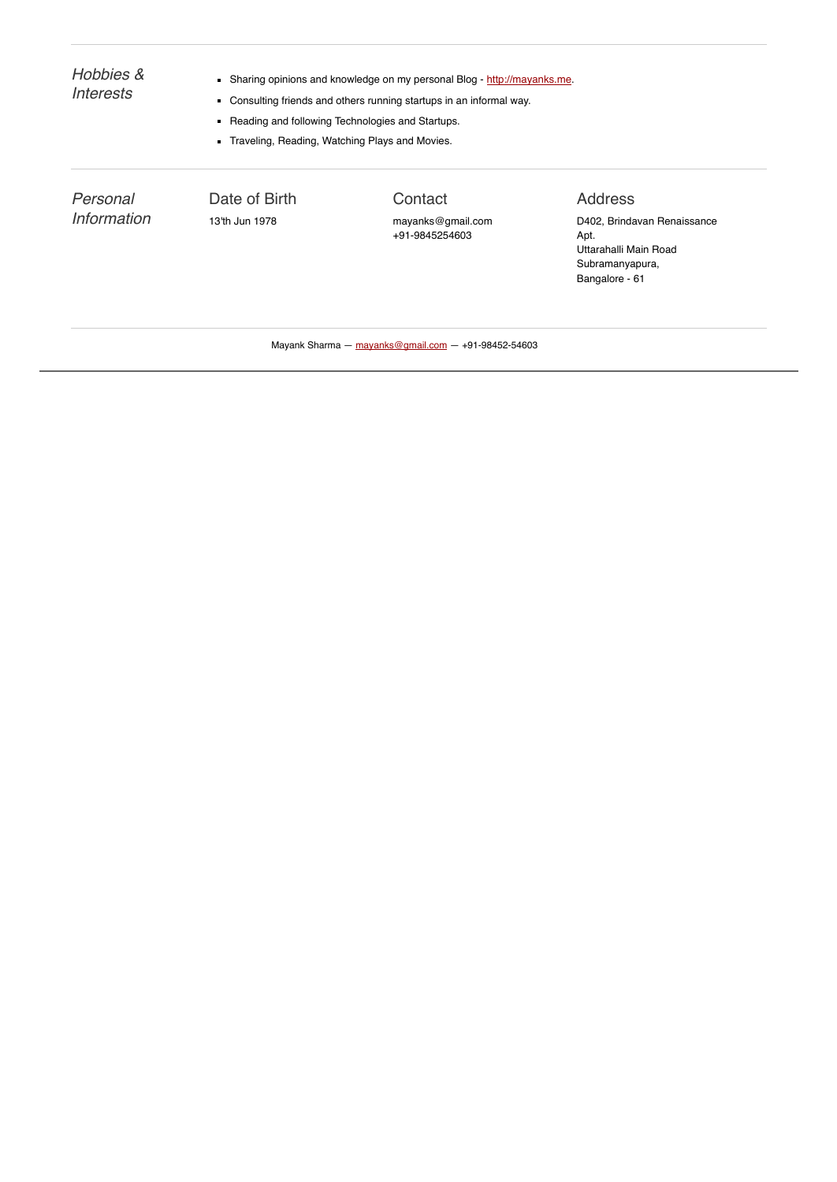## *Hobbies & Interests*

- Sharing opinions and knowledge on my personal Blog - [http://mayanks.me](http://mayanks.me).
- Consulting friends and others running startups in an informal way.
- Reading and following Technologies and Startups.
- Traveling, Reading, Watching Plays and Movies.

## *Personal Information*

### Date of Birth

13'th Jun 1978

### Contact

mayanks@gmail.com
+91-9845254603

### Address

D402, Brindavan Renaissance Apt.
Uttarahalli Main Road
Subramanyapura,
Bangalore - 61

Mayank Sharma — [mayanks@gmail.com](mailto:mayanks@gmail.com) — +91-98452-54603